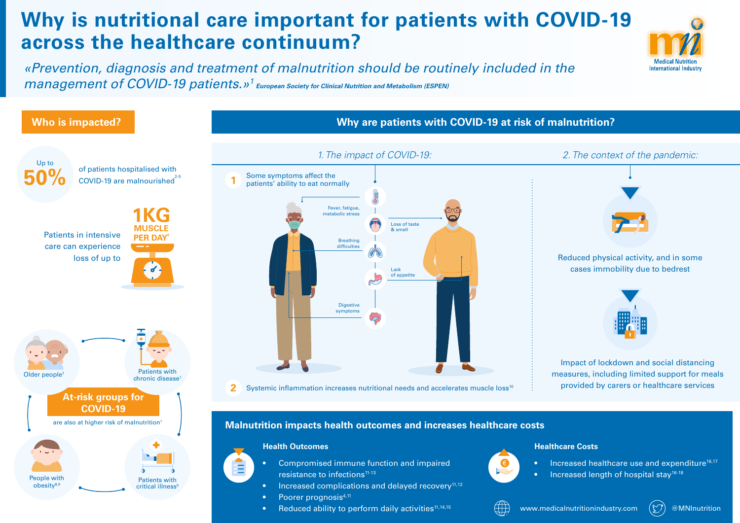# Why is nutritional care important for patients with COVID-19 across the healthcare continuum?

*«Prevention, diagnosis and treatment of malnutrition should be routinely included in the management of COVID-19 patients.»*[1] **European Society for Clinical Nutrition and Metabolism (ESPEN)**

Medical Nutrition International Industry

## Who is impacted?

Up to **50%** of patients hospitalised with COVID-19 are malnourished[2-5]

Patients in intensive care can experience loss of up to **1KG MUSCLE PER DAY**[6]

### At-risk groups for COVID-19

are also at higher risk of malnutrition[1]

- Older people[7]
- Patients with chronic disease[1]
- Patients with critical illness[5]
- People with obesity[8,9]

## Why are patients with COVID-19 at risk of malnutrition?

### 1. The impact of COVID-19:

**1** Some symptoms affect the patients' ability to eat normally

- Fever, fatigue, metabolic stress
- Loss of taste & smell
- Breathing difficulties
- Lack of appetite
- Digestive symptoms

**2** Systemic inflammation increases nutritional needs and accelerates muscle loss[10]

### 2. The context of the pandemic:

Reduced physical activity, and in some cases immobility due to bedrest

Impact of lockdown and social distancing measures, including limited support for meals provided by carers or healthcare services

## Malnutrition impacts health outcomes and increases healthcare costs

### Health Outcomes

- Compromised immune function and impaired resistance to infections[11-13]
- Increased complications and delayed recovery[11,12]
- Poorer prognosis[4,11]
- Reduced ability to perform daily activities[11,14,15]

### Healthcare Costs

- Increased healthcare use and expenditure[16,17]
- Increased length of hospital stay[16-18]

www.medicalnutritionindustry.com @MNInutrition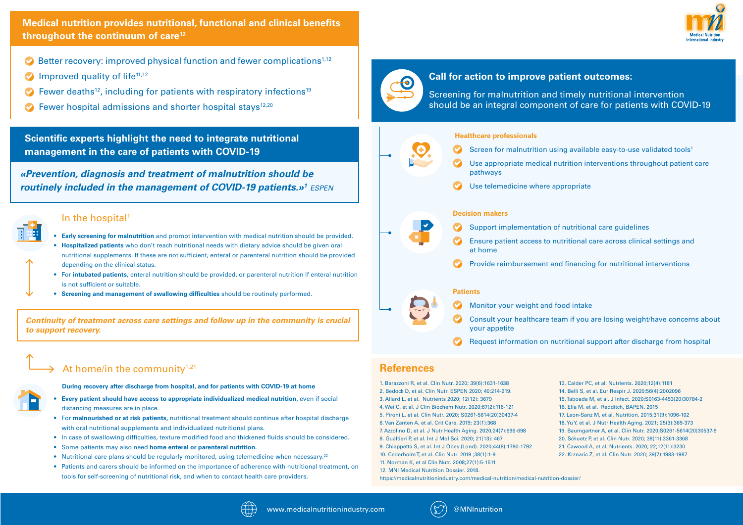## Medical nutrition provides nutritional, functional and clinical benefits throughout the continuum of care[12]

- Better recovery: improved physical function and fewer complications[1,12]
- Improved quality of life[11,12]
- Fewer deaths[12], including for patients with respiratory infections[19]
- Fewer hospital admissions and shorter hospital stays[12,20]

## Scientific experts highlight the need to integrate nutritional management in the care of patients with COVID-19

***«Prevention, diagnosis and treatment of malnutrition should be routinely included in the management of COVID-19 patients.»***[1] *ESPEN*

### In the hospital[1]

- **Early screening for malnutrition** and prompt intervention with medical nutrition should be provided.
- **Hospitalized patients** who don't reach nutritional needs with dietary advice should be given oral nutritional supplements. If these are not sufficient, enteral or parenteral nutrition should be provided depending on the clinical status.
- For **intubated patients**, enteral nutrition should be provided, or parenteral nutrition if enteral nutrition is not sufficient or suitable.
- **Screening and management of swallowing difficulties** should be routinely performed.

***Continuity of treatment across care settings and follow up in the community is crucial to support recovery.***

### At home/in the community[1,21]

**During recovery after discharge from hospital, and for patients with COVID-19 at home**

- **Every patient should have access to appropriate individualized medical nutrition,** even if social distancing measures are in place.
- For **malnourished or at risk patients,** nutritional treatment should continue after hospital discharge with oral nutritional supplements and individualized nutritional plans.
- In case of swallowing difficulties, texture modified food and thickened fluids should be considered.
- Some patients may also need **home enteral or parenteral nutrition**.
- Nutritional care plans should be regularly monitored, using telemedicine when necessary.[22]
- Patients and carers should be informed on the importance of adherence with nutritional treatment, on tools for self-screening of nutritional risk, and when to contact health care providers.

Medical Nutrition International Industry

## Call for action to improve patient outcomes:

Screening for malnutrition and timely nutritional intervention should be an integral component of care for patients with COVID-19

### Healthcare professionals

- Screen for malnutrition using available easy-to-use validated tools[1]
- Use appropriate medical nutrition interventions throughout patient care pathways
- Use telemedicine where appropriate

### Decision makers

- Support implementation of nutritional care guidelines
- Ensure patient access to nutritional care across clinical settings and at home
- Provide reimbursement and financing for nutritional interventions

### Patients

- Monitor your weight and food intake
- Consult your healthcare team if you are losing weight/have concerns about your appetite
- Request information on nutritional support after discharge from hospital

## References

1. Barazzoni R, et al. Clin Nutr. 2020; 39(6):1631-1638
2. Bedock D, et al. Clin Nutr. ESPEN 2020; 40:214-219.
3. Allard L, et al. Nutrients 2020; 12(12): 3679
4. Wei C, et al. J Clin Biochem Nutr. 2020;67(2):116-121
5. Pironi L, et al. Clin Nutr. 2020; S0261-5614(20)30437-4
6. Van Zanten A, et al. Crit Care. 2019; 23(1):368
7. Azzolino D, et al. J Nutr Health Aging. 2020;24(7):696-698
8. Gualtieri P, et al. Int J Mol Sci. 2020; 21(13): 467
9. Chiappetta S, et al. Int J Obes (Lond). 2020;44(8):1790-1792
10. Cederholm T, et al. Clin Nutr. 2019 ;38(1):1-9
11. Norman K, et al Clin Nutr. 2008;27(1):5-1511
12. MNI Medical Nutrition Dossier. 2018. https://medicalnutritionindustry.com/medical-nutrition/medical-nutrition-dossier/
13. Calder PC, et al. Nutrients. 2020;12(4):1181
14. Belli S, et al. Eur Respir J. 2020;56(4):2002096
15. Taboada M, et al. Int J Infect. 2020;S0163-4453(20)30784-2
16. Elia M, et al. Redditch, BAPEN. 2015
17. Leon-Sanz M, et al. Nutrition. 2015;31(9):1096-102
18. Yu Y, et al. J Nutr Health Aging. 2021; 25(3):369-373
19. Baumgartner A, et al. Clin Nutr. 2020;S0261-5614(20)30537-9
20. Schuetz P, et al. Clin Nutr. 2020; 39(11):3361-3368
21. Cawood A, et al. Nutrients. 2020; 22;12(11):3230
22. Krznaric Z, et al. Clin Nutr. 2020; 39(7):1983-1987

www.medicalnutritionindustry.com @MNInutrition